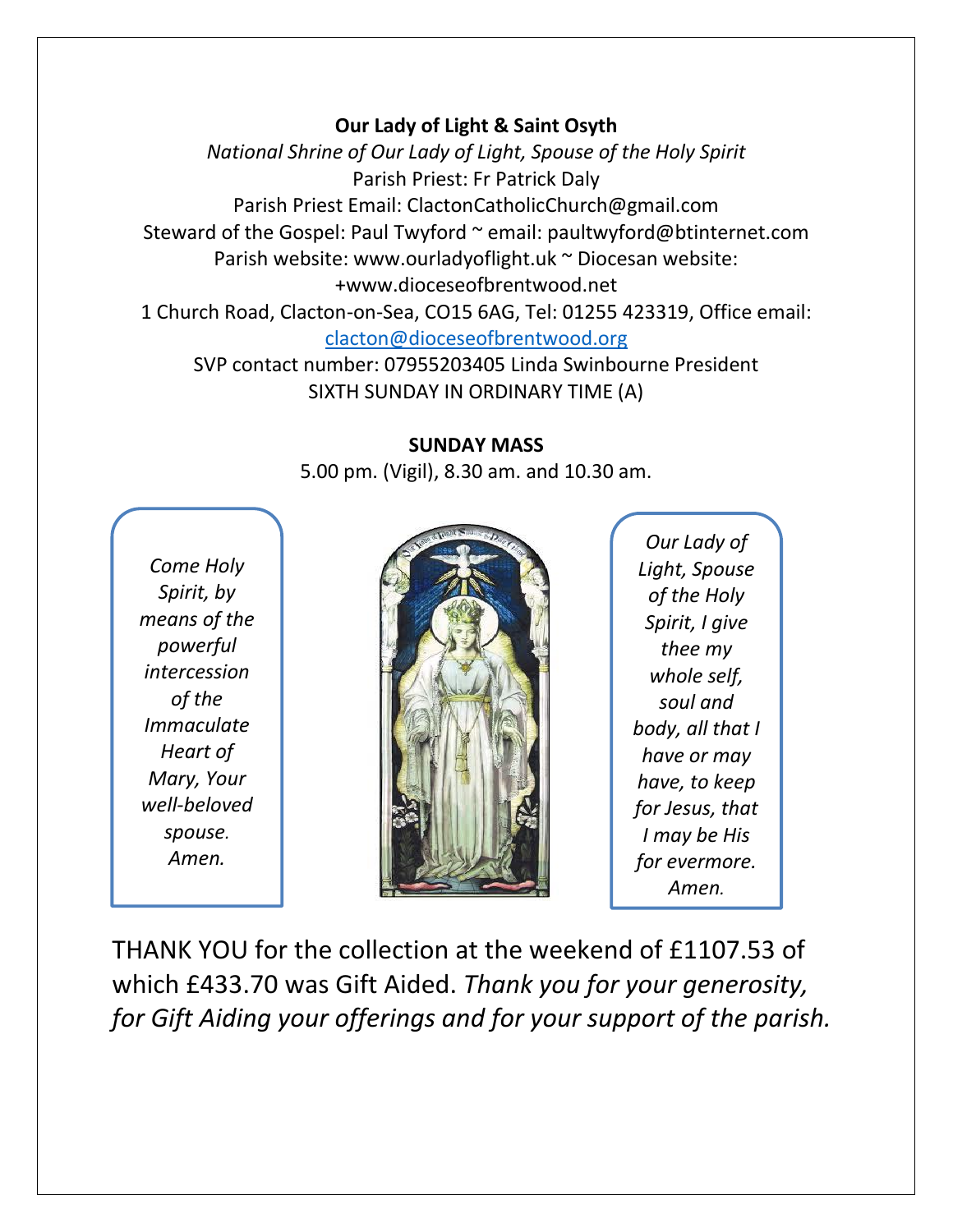**Our Lady of Light & Saint Osyth**

*National Shrine of Our Lady of Light, Spouse of the Holy Spirit*

Parish Priest: Fr Patrick Daly

Parish Priest Email: ClactonCatholicChurch@gmail.com

Steward of the Gospel: Paul Twyford ~ email: paultwyford@btinternet.com

Parish website: www.ourladyoflight.uk ~ Diocesan website: +www.dioceseofbrentwood.net

1 Church Road, Clacton-on-Sea, CO15 6AG, Tel: 01255 423319, Office email: clacton@dioceseofbrentwood.org

SVP contact number: 07955203405 Linda Swinbourne President

SIXTH SUNDAY IN ORDINARY TIME (A)

**SUNDAY MASS**

5.00 pm. (Vigil), 8.30 am. and 10.30 am.

*Come Holy Spirit, by means of the powerful intercession of the Immaculate Heart of Mary, Your well-beloved spouse. Amen.*

*Our Lady of Light, Spouse of the Holy Spirit, I give thee my whole self, soul and body, all that I have or may have, to keep for Jesus, that I may be His for evermore. Amen.*

THANK YOU for the collection at the weekend of £1107.53 of which £433.70 was Gift Aided. *Thank you for your generosity, for Gift Aiding your offerings and for your support of the parish.*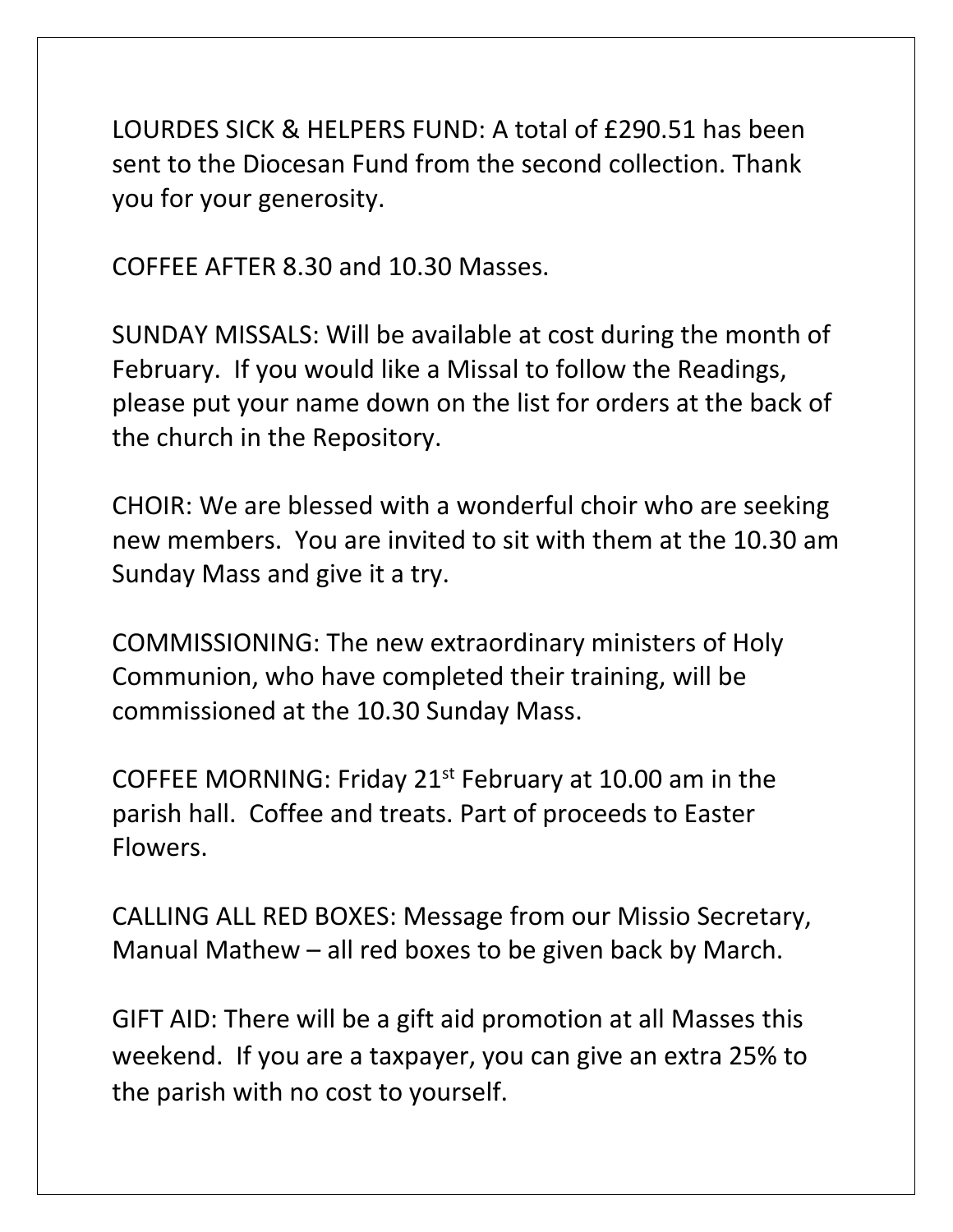LOURDES SICK & HELPERS FUND: A total of £290.51 has been sent to the Diocesan Fund from the second collection. Thank you for your generosity.

COFFEE AFTER 8.30 and 10.30 Masses.

SUNDAY MISSALS: Will be available at cost during the month of February. If you would like a Missal to follow the Readings, please put your name down on the list for orders at the back of the church in the Repository.

CHOIR: We are blessed with a wonderful choir who are seeking new members. You are invited to sit with them at the 10.30 am Sunday Mass and give it a try.

COMMISSIONING: The new extraordinary ministers of Holy Communion, who have completed their training, will be commissioned at the 10.30 Sunday Mass.

COFFEE MORNING: Friday 21st February at 10.00 am in the parish hall. Coffee and treats. Part of proceeds to Easter Flowers.

CALLING ALL RED BOXES: Message from our Missio Secretary, Manual Mathew – all red boxes to be given back by March.

GIFT AID: There will be a gift aid promotion at all Masses this weekend. If you are a taxpayer, you can give an extra 25% to the parish with no cost to yourself.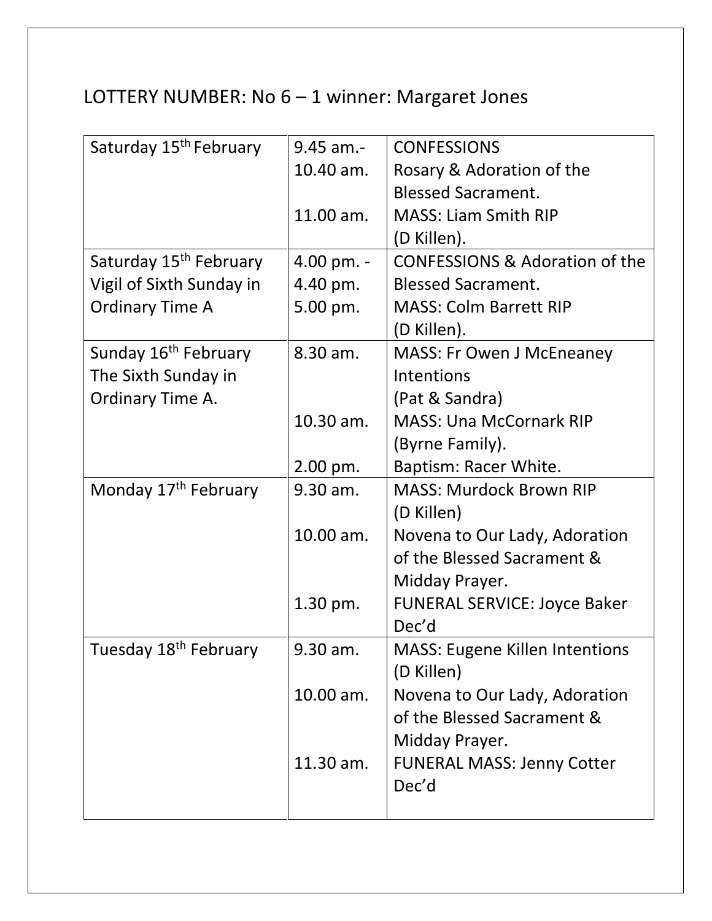LOTTERY NUMBER: No 6 – 1 winner: Margaret Jones

| | | |
|---|---|---|
| Saturday 15th February | 9.45 am.-<br>10.40 am.<br><br>11.00 am. | CONFESSIONS<br>Rosary & Adoration of the Blessed Sacrament.<br>MASS: Liam Smith RIP<br>(D Killen). |
| Saturday 15th February<br>Vigil of Sixth Sunday in Ordinary Time A | 4.00 pm. -<br>4.40 pm.<br>5.00 pm. | CONFESSIONS & Adoration of the Blessed Sacrament.<br>MASS: Colm Barrett RIP<br>(D Killen). |
| Sunday 16th February<br>The Sixth Sunday in Ordinary Time A. | 8.30 am.<br><br><br>10.30 am.<br><br>2.00 pm. | MASS: Fr Owen J McEneaney Intentions<br>(Pat & Sandra)<br>MASS: Una McCornark RIP<br>(Byrne Family).<br>Baptism: Racer White. |
| Monday 17th February | 9.30 am.<br><br>10.00 am.<br><br><br>1.30 pm. | MASS: Murdock Brown RIP<br>(D Killen)<br>Novena to Our Lady, Adoration of the Blessed Sacrament & Midday Prayer.<br>FUNERAL SERVICE: Joyce Baker Dec'd |
| Tuesday 18th February | 9.30 am.<br><br>10.00 am.<br><br><br>11.30 am. | MASS: Eugene Killen Intentions<br>(D Killen)<br>Novena to Our Lady, Adoration of the Blessed Sacrament & Midday Prayer.<br>FUNERAL MASS: Jenny Cotter Dec'd |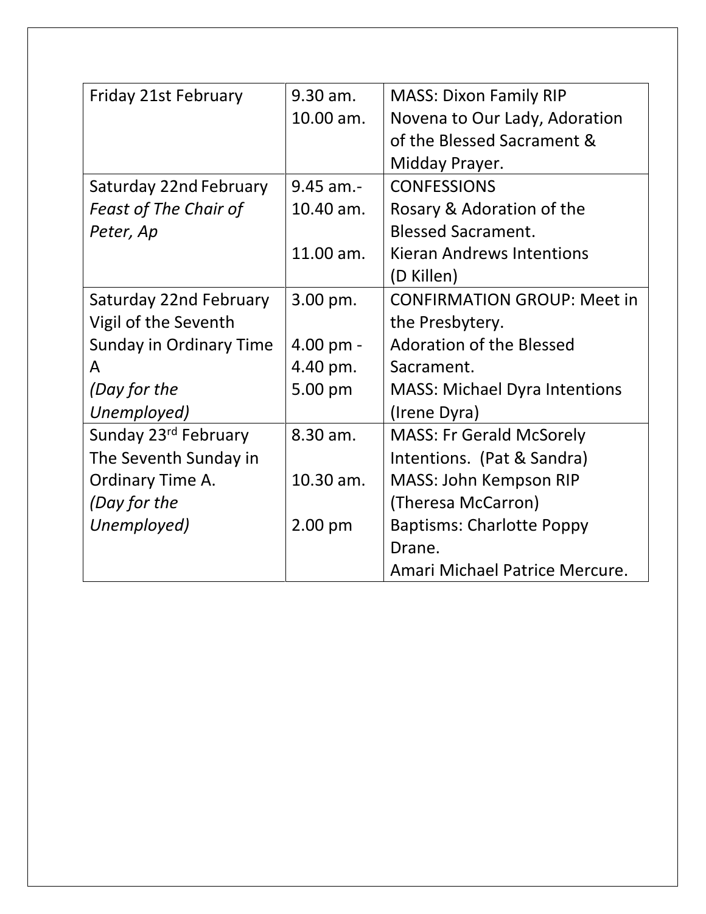| | | |
|---|---|---|
| Friday 21st February | 9.30 am.<br>10.00 am. | MASS: Dixon Family RIP<br>Novena to Our Lady, Adoration of the Blessed Sacrament & Midday Prayer. |
| Saturday 22nd February<br>*Feast of The Chair of Peter, Ap* | 9.45 am.-<br>10.40 am.<br><br>11.00 am. | CONFESSIONS<br>Rosary & Adoration of the Blessed Sacrament.<br>Kieran Andrews Intentions (D Killen) |
| Saturday 22nd February<br>Vigil of the Seventh Sunday in Ordinary Time A<br>*(Day for the Unemployed)* | 3.00 pm.<br><br>4.00 pm -<br>4.40 pm.<br>5.00 pm | CONFIRMATION GROUP: Meet in the Presbytery.<br>Adoration of the Blessed Sacrament.<br>MASS: Michael Dyra Intentions (Irene Dyra) |
| Sunday 23rd February<br>The Seventh Sunday in Ordinary Time A.<br>*(Day for the Unemployed)* | 8.30 am.<br><br>10.30 am.<br><br>2.00 pm | MASS: Fr Gerald McSorely Intentions. (Pat & Sandra)<br>MASS: John Kempson RIP (Theresa McCarron)<br>Baptisms: Charlotte Poppy Drane.<br>Amari Michael Patrice Mercure. |